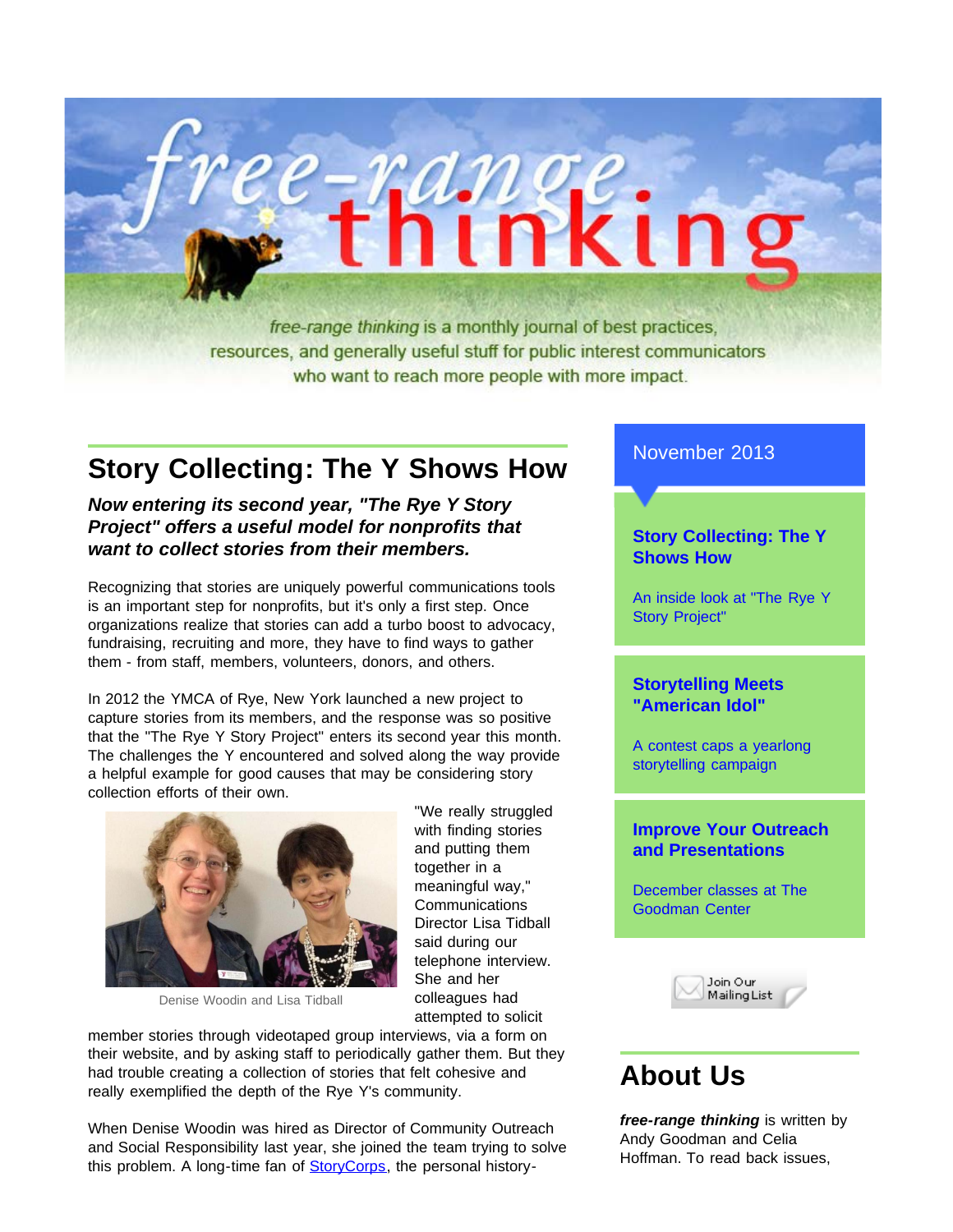# free-range thinking

*free-range thinking* is a monthly journal of best practices, resources, and generally useful stuff for public interest communicators who want to reach more people with more impact.

## Story Collecting: The Y Shows How

***Now entering its second year, "The Rye Y Story Project" offers a useful model for nonprofits that want to collect stories from their members.***

Recognizing that stories are uniquely powerful communications tools is an important step for nonprofits, but it's only a first step. Once organizations realize that stories can add a turbo boost to advocacy, fundraising, recruiting and more, they have to find ways to gather them - from staff, members, volunteers, donors, and others.

In 2012 the YMCA of Rye, New York launched a new project to capture stories from its members, and the response was so positive that the "The Rye Y Story Project" enters its second year this month. The challenges the Y encountered and solved along the way provide a helpful example for good causes that may be considering story collection efforts of their own.

Denise Woodin and Lisa Tidball

"We really struggled with finding stories and putting them together in a meaningful way," Communications Director Lisa Tidball said during our telephone interview. She and her colleagues had attempted to solicit member stories through videotaped group interviews, via a form on their website, and by asking staff to periodically gather them. But they had trouble creating a collection of stories that felt cohesive and really exemplified the depth of the Rye Y's community.

When Denise Woodin was hired as Director of Community Outreach and Social Responsibility last year, she joined the team trying to solve this problem. A long-time fan of StoryCorps, the personal history-

November 2013

**Story Collecting: The Y Shows How**

An inside look at "The Rye Y Story Project"

**Storytelling Meets "American Idol"**

A contest caps a yearlong storytelling campaign

**Improve Your Outreach and Presentations**

December classes at The Goodman Center

Join Our Mailing List

## About Us

***free-range thinking*** is written by Andy Goodman and Celia Hoffman. To read back issues,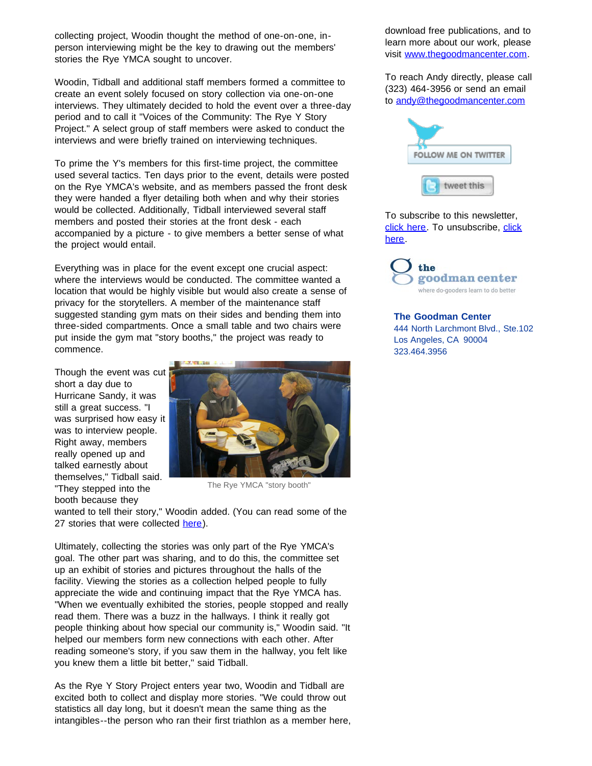collecting project, Woodin thought the method of one-on-one, in-person interviewing might be the key to drawing out the members' stories the Rye YMCA sought to uncover.

Woodin, Tidball and additional staff members formed a committee to create an event solely focused on story collection via one-on-one interviews. They ultimately decided to hold the event over a three-day period and to call it "Voices of the Community: The Rye Y Story Project." A select group of staff members were asked to conduct the interviews and were briefly trained on interviewing techniques.

To prime the Y's members for this first-time project, the committee used several tactics. Ten days prior to the event, details were posted on the Rye YMCA's website, and as members passed the front desk they were handed a flyer detailing both when and why their stories would be collected. Additionally, Tidball interviewed several staff members and posted their stories at the front desk - each accompanied by a picture - to give members a better sense of what the project would entail.

Everything was in place for the event except one crucial aspect: where the interviews would be conducted. The committee wanted a location that would be highly visible but would also create a sense of privacy for the storytellers. A member of the maintenance staff suggested standing gym mats on their sides and bending them into three-sided compartments. Once a small table and two chairs were put inside the gym mat "story booths," the project was ready to commence.

The Rye YMCA "story booth"

Though the event was cut short a day due to Hurricane Sandy, it was still a great success. "I was surprised how easy it was to interview people. Right away, members really opened up and talked earnestly about themselves," Tidball said. "They stepped into the booth because they wanted to tell their story," Woodin added. (You can read some of the 27 stories that were collected [here](#)).

Ultimately, collecting the stories was only part of the Rye YMCA's goal. The other part was sharing, and to do this, the committee set up an exhibit of stories and pictures throughout the halls of the facility. Viewing the stories as a collection helped people to fully appreciate the wide and continuing impact that the Rye YMCA has. "When we eventually exhibited the stories, people stopped and really read them. There was a buzz in the hallways. I think it really got people thinking about how special our community is," Woodin said. "It helped our members form new connections with each other. After reading someone's story, if you saw them in the hallway, you felt like you knew them a little bit better," said Tidball.

As the Rye Y Story Project enters year two, Woodin and Tidball are excited both to collect and display more stories. "We could throw out statistics all day long, but it doesn't mean the same thing as the intangibles--the person who ran their first triathlon as a member here,

download free publications, and to learn more about our work, please visit [www.thegoodmancenter.com](http://www.thegoodmancenter.com).

To reach Andy directly, please call (323) 464-3956 or send an email to [andy@thegoodmancenter.com](mailto:andy@thegoodmancenter.com)

FOLLOW ME ON TWITTER

tweet this

To subscribe to this newsletter, [click here](#). To unsubscribe, [click here](#).

the goodman center
where do-gooders learn to do better

**The Goodman Center**
444 North Larchmont Blvd., Ste.102
Los Angeles, CA 90004
323.464.3956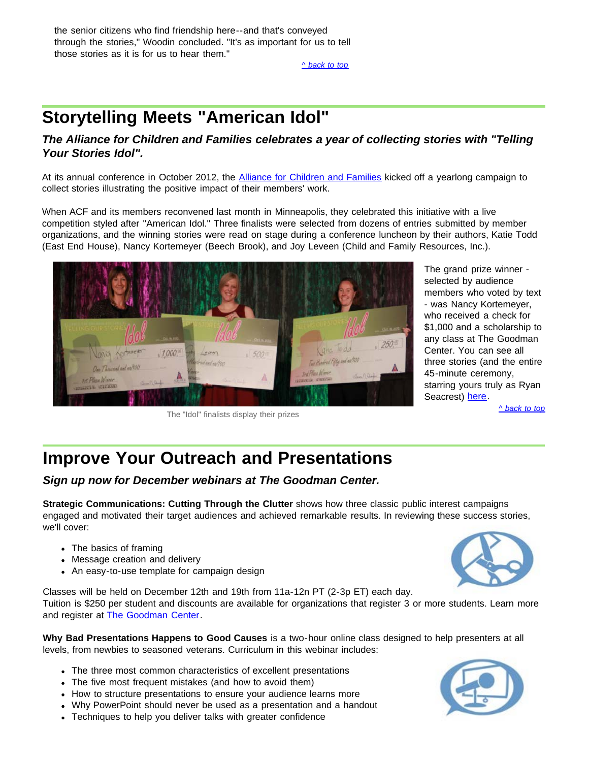the senior citizens who find friendship here--and that's conveyed through the stories," Woodin concluded. "It's as important for us to tell those stories as it is for us to hear them."

[^ back to top](#)

## Storytelling Meets "American Idol"

### *The Alliance for Children and Families celebrates a year of collecting stories with "Telling Your Stories Idol".*

At its annual conference in October 2012, the [Alliance for Children and Families](#) kicked off a yearlong campaign to collect stories illustrating the positive impact of their members' work.

When ACF and its members reconvened last month in Minneapolis, they celebrated this initiative with a live competition styled after "American Idol." Three finalists were selected from dozens of entries submitted by member organizations, and the winning stories were read on stage during a conference luncheon by their authors, Katie Todd (East End House), Nancy Kortemeyer (Beech Brook), and Joy Leveen (Child and Family Resources, Inc.).

The "Idol" finalists display their prizes

The grand prize winner - selected by audience members who voted by text - was Nancy Kortemeyer, who received a check for $1,000 and a scholarship to any class at The Goodman Center. You can see all three stories (and the entire 45-minute ceremony, starring yours truly as Ryan Seacrest) [here](#).

[^ back to top](#)

## Improve Your Outreach and Presentations

### *Sign up now for December webinars at The Goodman Center.*

**Strategic Communications: Cutting Through the Clutter** shows how three classic public interest campaigns engaged and motivated their target audiences and achieved remarkable results. In reviewing these success stories, we'll cover:

- The basics of framing
- Message creation and delivery
- An easy-to-use template for campaign design

Classes will be held on December 12th and 19th from 11a-12n PT (2-3p ET) each day.
Tuition is $250 per student and discounts are available for organizations that register 3 or more students. Learn more and register at [The Goodman Center](#).

**Why Bad Presentations Happens to Good Causes** is a two-hour online class designed to help presenters at all levels, from newbies to seasoned veterans. Curriculum in this webinar includes:

- The three most common characteristics of excellent presentations
- The five most frequent mistakes (and how to avoid them)
- How to structure presentations to ensure your audience learns more
- Why PowerPoint should never be used as a presentation and a handout
- Techniques to help you deliver talks with greater confidence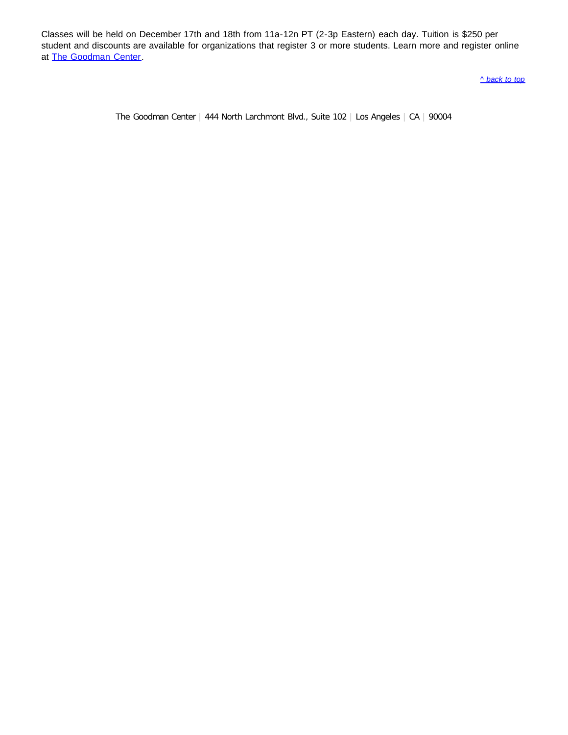Classes will be held on December 17th and 18th from 11a-12n PT (2-3p Eastern) each day. Tuition is $250 per student and discounts are available for organizations that register 3 or more students. Learn more and register online at The Goodman Center.

*^ back to top*

The Goodman Center | 444 North Larchmont Blvd., Suite 102 | Los Angeles | CA | 90004